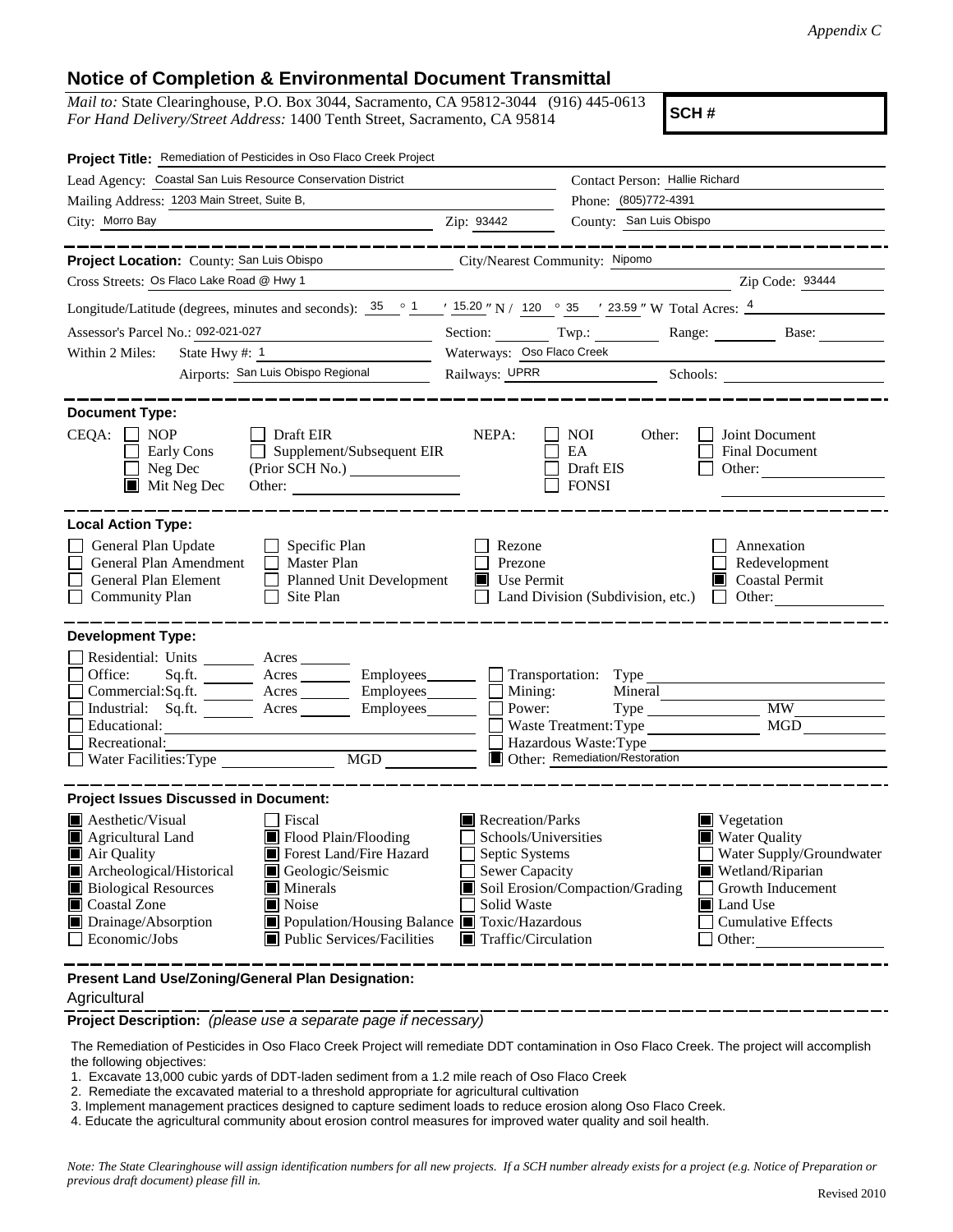*Appendix C*

# Notice of Completion & Environmental Document Transmittal

*Mail to:* State Clearinghouse, P.O. Box 3044, Sacramento, CA 95812-3044 (916) 445-0613
*For Hand Delivery/Street Address:* 1400 Tenth Street, Sacramento, CA 95814

**SCH #**

**Project Title:** Remediation of Pesticides in Oso Flaco Creek Project

Lead Agency: Coastal San Luis Resource Conservation District
Contact Person: Hallie Richard
Mailing Address: 1203 Main Street, Suite B,
Phone: (805)772-4391
City: Morro Bay
Zip: 93442
County: San Luis Obispo

---

**Project Location:** County: San Luis Obispo
City/Nearest Community: Nipomo
Cross Streets: Os Flaco Lake Road @ Hwy 1
Zip Code: 93444

Longitude/Latitude (degrees, minutes and seconds): 35 ° 1 ′ 15.20 ″ N / 120 ° 35 ′ 23.59 ″ W Total Acres: 4

Assessor's Parcel No.: 092-021-027
Section: Twp.: Range: Base:

Within 2 Miles: State Hwy #: 1
Waterways: Oso Flaco Creek
Airports: San Luis Obispo Regional
Railways: UPRR
Schools:

---

**Document Type:**

CEQA:
- ☐ NOP
- ☐ Early Cons
- ☐ Neg Dec
- ☒ Mit Neg Dec
- ☐ Draft EIR
- ☐ Supplement/Subsequent EIR (Prior SCH No.)
- Other:

NEPA:
- ☐ NOI
- ☐ EA
- ☐ Draft EIS
- ☐ FONSI

Other:
- ☐ Joint Document
- ☐ Final Document
- ☐ Other:

---

**Local Action Type:**

- ☐ General Plan Update
- ☐ General Plan Amendment
- ☐ General Plan Element
- ☐ Community Plan
- ☐ Specific Plan
- ☐ Master Plan
- ☐ Planned Unit Development
- ☐ Site Plan
- ☐ Rezone
- ☐ Prezone
- ☒ Use Permit
- ☐ Land Division (Subdivision, etc.)
- ☐ Annexation
- ☐ Redevelopment
- ☒ Coastal Permit
- ☐ Other:

---

**Development Type:**

- ☐ Residential: Units Acres
- ☐ Office: Sq.ft. Acres Employees
- ☐ Commercial: Sq.ft. Acres Employees
- ☐ Industrial: Sq.ft. Acres Employees
- ☐ Educational:
- ☐ Recreational:
- ☐ Water Facilities: Type MGD
- ☐ Transportation: Type
- ☐ Mining: Mineral
- ☐ Power: Type MW
- ☐ Waste Treatment: Type MGD
- ☐ Hazardous Waste: Type
- ☒ Other: Remediation/Restoration

---

**Project Issues Discussed in Document:**

- ☒ Aesthetic/Visual
- ☒ Agricultural Land
- ☒ Air Quality
- ☒ Archeological/Historical
- ☒ Biological Resources
- ☒ Coastal Zone
- ☒ Drainage/Absorption
- ☐ Economic/Jobs
- ☐ Fiscal
- ☒ Flood Plain/Flooding
- ☒ Forest Land/Fire Hazard
- ☒ Geologic/Seismic
- ☒ Minerals
- ☒ Noise
- ☒ Population/Housing Balance
- ☒ Public Services/Facilities
- ☒ Recreation/Parks
- ☐ Schools/Universities
- ☐ Septic Systems
- ☐ Sewer Capacity
- ☒ Soil Erosion/Compaction/Grading
- ☐ Solid Waste
- ☒ Toxic/Hazardous
- ☒ Traffic/Circulation
- ☒ Vegetation
- ☒ Water Quality
- ☐ Water Supply/Groundwater
- ☒ Wetland/Riparian
- ☐ Growth Inducement
- ☒ Land Use
- ☐ Cumulative Effects
- ☐ Other:

---

**Present Land Use/Zoning/General Plan Designation:**

Agricultural

**Project Description:** *(please use a separate page if necessary)*

The Remediation of Pesticides in Oso Flaco Creek Project will remediate DDT contamination in Oso Flaco Creek. The project will accomplish the following objectives:

1. Excavate 13,000 cubic yards of DDT-laden sediment from a 1.2 mile reach of Oso Flaco Creek
2. Remediate the excavated material to a threshold appropriate for agricultural cultivation
3. Implement management practices designed to capture sediment loads to reduce erosion along Oso Flaco Creek.
4. Educate the agricultural community about erosion control measures for improved water quality and soil health.

*Note: The State Clearinghouse will assign identification numbers for all new projects. If a SCH number already exists for a project (e.g. Notice of Preparation or previous draft document) please fill in.*

Revised 2010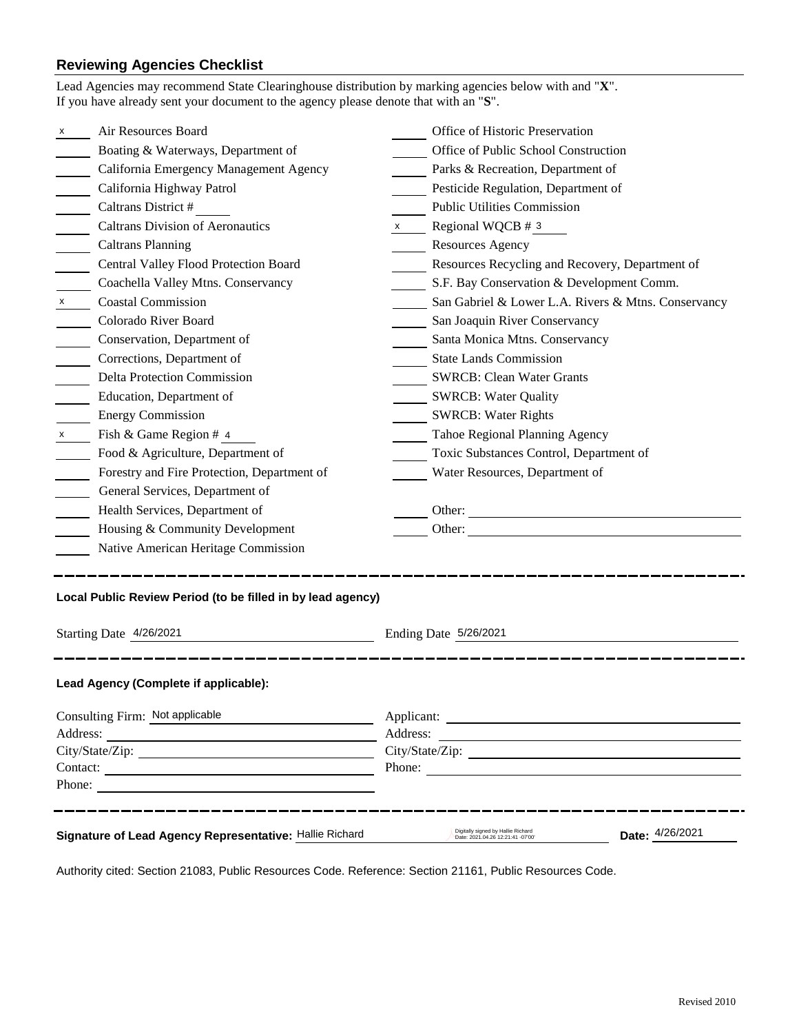## Reviewing Agencies Checklist

Lead Agencies may recommend State Clearinghouse distribution by marking agencies below with and "**X**".
If you have already sent your document to the agency please denote that with an "**S**".

| | | | |
|---|---|---|---|
| x | Air Resources Board | | Office of Historic Preservation |
| | Boating & Waterways, Department of | | Office of Public School Construction |
| | California Emergency Management Agency | | Parks & Recreation, Department of |
| | California Highway Patrol | | Pesticide Regulation, Department of |
| | Caltrans District # | | Public Utilities Commission |
| | Caltrans Division of Aeronautics | x | Regional WQCB # 3 |
| | Caltrans Planning | | Resources Agency |
| | Central Valley Flood Protection Board | | Resources Recycling and Recovery, Department of |
| | Coachella Valley Mtns. Conservancy | | S.F. Bay Conservation & Development Comm. |
| x | Coastal Commission | | San Gabriel & Lower L.A. Rivers & Mtns. Conservancy |
| | Colorado River Board | | San Joaquin River Conservancy |
| | Conservation, Department of | | Santa Monica Mtns. Conservancy |
| | Corrections, Department of | | State Lands Commission |
| | Delta Protection Commission | | SWRCB: Clean Water Grants |
| | Education, Department of | | SWRCB: Water Quality |
| | Energy Commission | | SWRCB: Water Rights |
| x | Fish & Game Region # 4 | | Tahoe Regional Planning Agency |
| | Food & Agriculture, Department of | | Toxic Substances Control, Department of |
| | Forestry and Fire Protection, Department of | | Water Resources, Department of |
| | General Services, Department of | | |
| | Health Services, Department of | | Other: |
| | Housing & Community Development | | Other: |
| | Native American Heritage Commission | | |

---

### Local Public Review Period (to be filled in by lead agency)

Starting Date 4/26/2021    Ending Date 5/26/2021

---

### Lead Agency (Complete if applicable):

Consulting Firm: Not applicable
Address:
City/State/Zip:
Contact:
Phone:

Applicant:
Address:
City/State/Zip:
Phone:

---

**Signature of Lead Agency Representative:** Hallie Richard    Digitally signed by Hallie Richard Date: 2021.04.26 12:21:41 -07'00'    **Date:** 4/26/2021

Authority cited: Section 21083, Public Resources Code. Reference: Section 21161, Public Resources Code.

Revised 2010